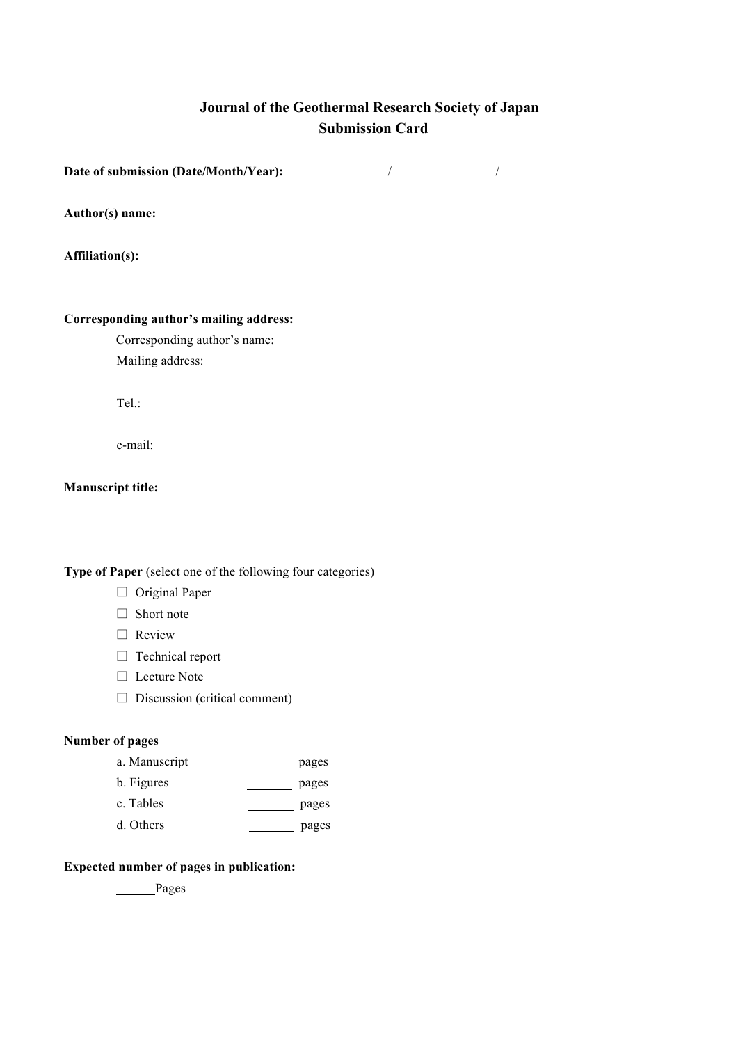# Journal of the Geothermal Research Society of Japan
## Submission Card

**Date of submission (Date/Month/Year):** / /

**Author(s) name:**

**Affiliation(s):**

**Corresponding author's mailing address:**

Corresponding author's name:

Mailing address:

Tel.:

e-mail:

**Manuscript title:**

**Type of Paper** (select one of the following four categories)

- ☐ Original Paper
- ☐ Short note
- ☐ Review
- ☐ Technical report
- ☐ Lecture Note
- ☐ Discussion (critical comment)

**Number of pages**

a. Manuscript \_\_\_\_\_\_\_ pages

b. Figures \_\_\_\_\_\_\_ pages

c. Tables \_\_\_\_\_\_\_ pages

d. Others \_\_\_\_\_\_\_ pages

**Expected number of pages in publication:**

\_\_\_\_\_\_Pages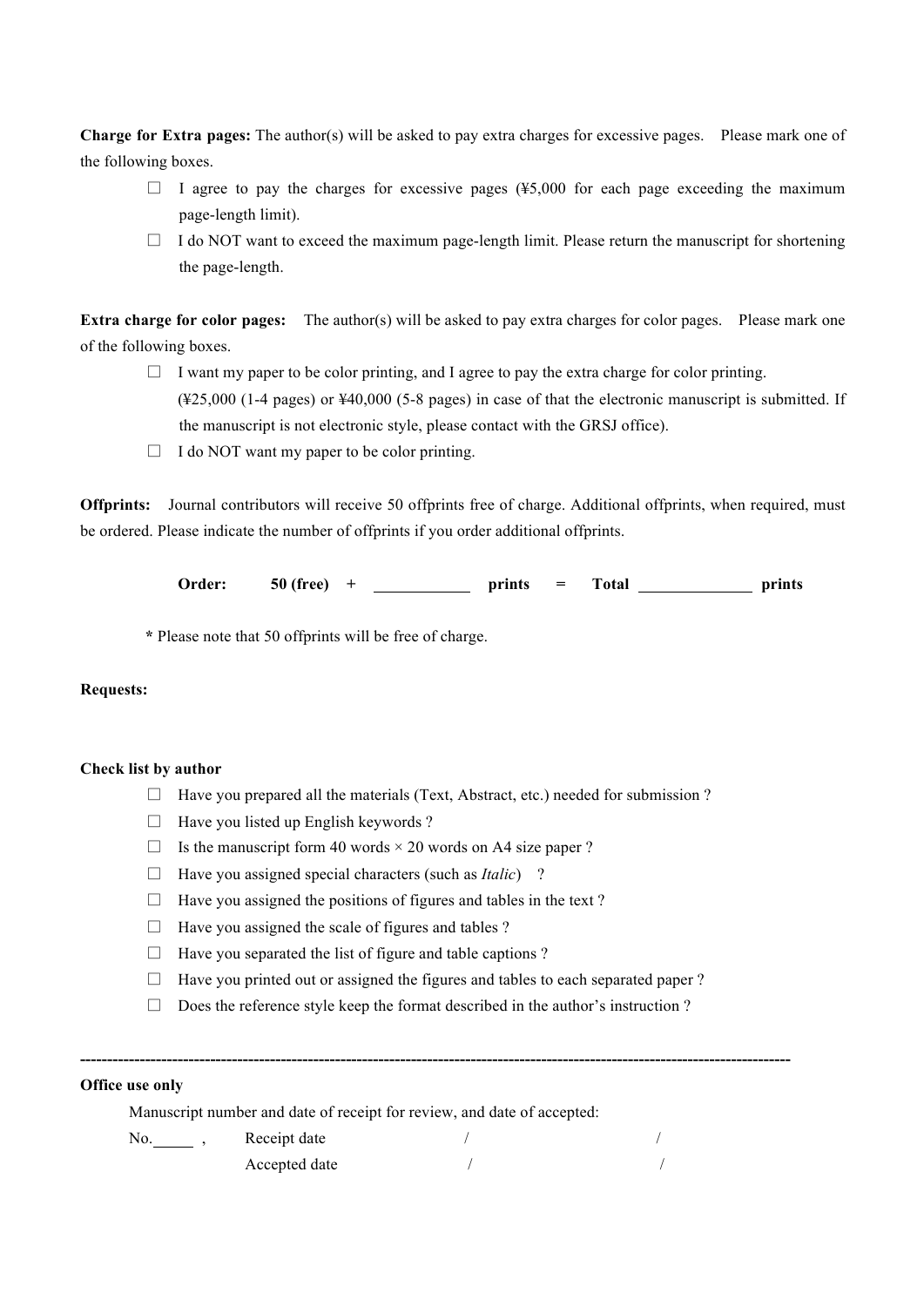**Charge for Extra pages:** The author(s) will be asked to pay extra charges for excessive pages. Please mark one of the following boxes.

- ☐ I agree to pay the charges for excessive pages (¥5,000 for each page exceeding the maximum page-length limit).
- ☐ I do NOT want to exceed the maximum page-length limit. Please return the manuscript for shortening the page-length.

**Extra charge for color pages:** The author(s) will be asked to pay extra charges for color pages. Please mark one of the following boxes.

- ☐ I want my paper to be color printing, and I agree to pay the extra charge for color printing. (¥25,000 (1-4 pages) or ¥40,000 (5-8 pages) in case of that the electronic manuscript is submitted. If the manuscript is not electronic style, please contact with the GRSJ office).
- ☐ I do NOT want my paper to be color printing.

**Offprints:** Journal contributors will receive 50 offprints free of charge. Additional offprints, when required, must be ordered. Please indicate the number of offprints if you order additional offprints.

**Order: 50 (free) + \_\_\_\_\_\_\_\_\_\_ prints = Total \_\_\_\_\_\_\_\_\_\_ prints**

**\*** Please note that 50 offprints will be free of charge.

**Requests:**

**Check list by author**

- ☐ Have you prepared all the materials (Text, Abstract, etc.) needed for submission ?
- ☐ Have you listed up English keywords ?
- ☐ Is the manuscript form 40 words × 20 words on A4 size paper ?
- ☐ Have you assigned special characters (such as *Italic*) ?
- ☐ Have you assigned the positions of figures and tables in the text ?
- ☐ Have you assigned the scale of figures and tables ?
- ☐ Have you separated the list of figure and table captions ?
- ☐ Have you printed out or assigned the figures and tables to each separated paper ?
- ☐ Does the reference style keep the format described in the author's instruction ?

---

**Office use only**

Manuscript number and date of receipt for review, and date of accepted:

No.\_\_\_\_\_ , Receipt date / /

Accepted date / /